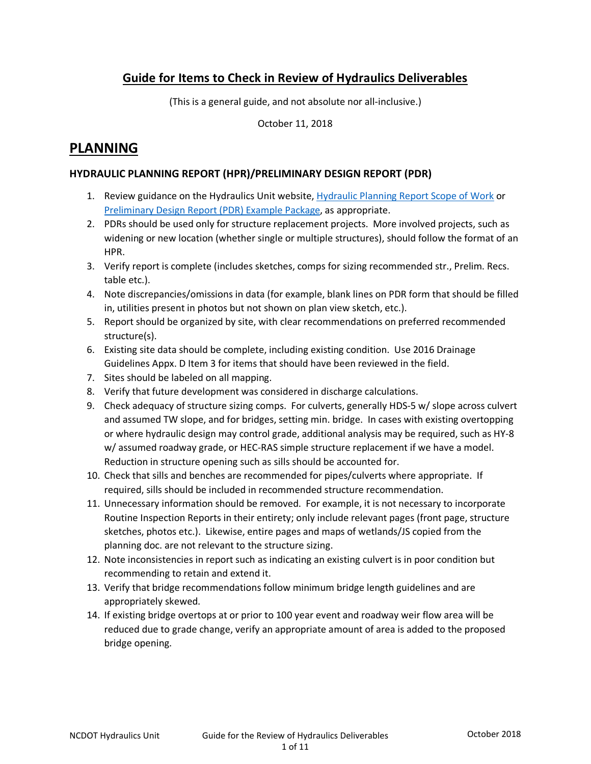# Guide for Items to Check in Review of Hydraulics Deliverables

(This is a general guide, and not absolute nor all-inclusive.)

October 11, 2018

## PLANNING

### HYDRAULIC PLANNING REPORT (HPR)/PRELIMINARY DESIGN REPORT (PDR)

1. Review guidance on the Hydraulics Unit website, Hydraulic Planning Report Scope of Work or Preliminary Design Report (PDR) Example Package, as appropriate.
2. PDRs should be used only for structure replacement projects. More involved projects, such as widening or new location (whether single or multiple structures), should follow the format of an HPR.
3. Verify report is complete (includes sketches, comps for sizing recommended str., Prelim. Recs. table etc.).
4. Note discrepancies/omissions in data (for example, blank lines on PDR form that should be filled in, utilities present in photos but not shown on plan view sketch, etc.).
5. Report should be organized by site, with clear recommendations on preferred recommended structure(s).
6. Existing site data should be complete, including existing condition. Use 2016 Drainage Guidelines Appx. D Item 3 for items that should have been reviewed in the field.
7. Sites should be labeled on all mapping.
8. Verify that future development was considered in discharge calculations.
9. Check adequacy of structure sizing comps. For culverts, generally HDS-5 w/ slope across culvert and assumed TW slope, and for bridges, setting min. bridge. In cases with existing overtopping or where hydraulic design may control grade, additional analysis may be required, such as HY-8 w/ assumed roadway grade, or HEC-RAS simple structure replacement if we have a model. Reduction in structure opening such as sills should be accounted for.
10. Check that sills and benches are recommended for pipes/culverts where appropriate. If required, sills should be included in recommended structure recommendation.
11. Unnecessary information should be removed. For example, it is not necessary to incorporate Routine Inspection Reports in their entirety; only include relevant pages (front page, structure sketches, photos etc.). Likewise, entire pages and maps of wetlands/JS copied from the planning doc. are not relevant to the structure sizing.
12. Note inconsistencies in report such as indicating an existing culvert is in poor condition but recommending to retain and extend it.
13. Verify that bridge recommendations follow minimum bridge length guidelines and are appropriately skewed.
14. If existing bridge overtops at or prior to 100 year event and roadway weir flow area will be reduced due to grade change, verify an appropriate amount of area is added to the proposed bridge opening.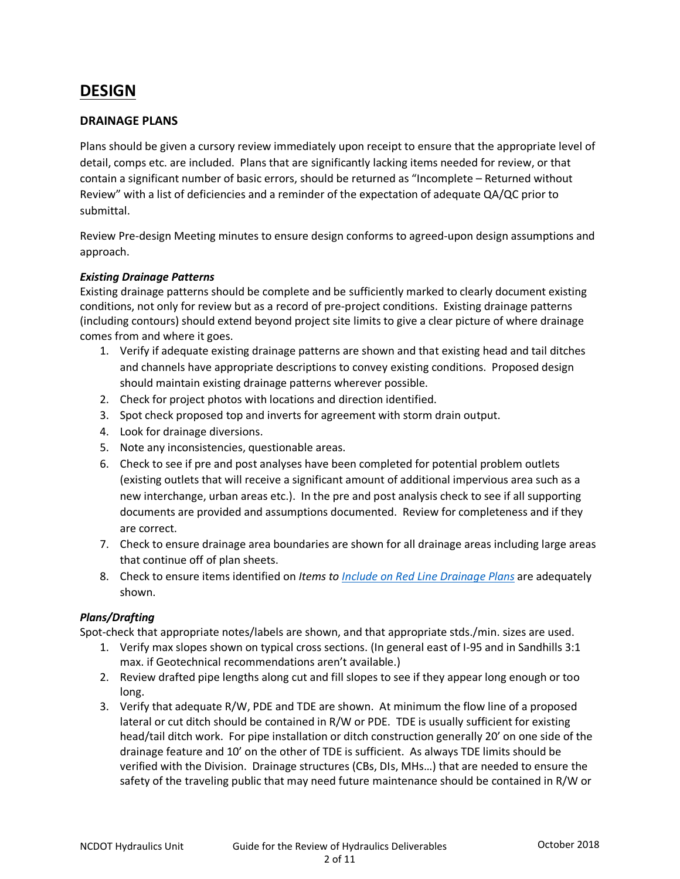# DESIGN

## DRAINAGE PLANS

Plans should be given a cursory review immediately upon receipt to ensure that the appropriate level of detail, comps etc. are included. Plans that are significantly lacking items needed for review, or that contain a significant number of basic errors, should be returned as "Incomplete – Returned without Review" with a list of deficiencies and a reminder of the expectation of adequate QA/QC prior to submittal.

Review Pre-design Meeting minutes to ensure design conforms to agreed-upon design assumptions and approach.

### *Existing Drainage Patterns*

Existing drainage patterns should be complete and be sufficiently marked to clearly document existing conditions, not only for review but as a record of pre-project conditions. Existing drainage patterns (including contours) should extend beyond project site limits to give a clear picture of where drainage comes from and where it goes.

1. Verify if adequate existing drainage patterns are shown and that existing head and tail ditches and channels have appropriate descriptions to convey existing conditions. Proposed design should maintain existing drainage patterns wherever possible.
2. Check for project photos with locations and direction identified.
3. Spot check proposed top and inverts for agreement with storm drain output.
4. Look for drainage diversions.
5. Note any inconsistencies, questionable areas.
6. Check to see if pre and post analyses have been completed for potential problem outlets (existing outlets that will receive a significant amount of additional impervious area such as a new interchange, urban areas etc.). In the pre and post analysis check to see if all supporting documents are provided and assumptions documented. Review for completeness and if they are correct.
7. Check to ensure drainage area boundaries are shown for all drainage areas including large areas that continue off of plan sheets.
8. Check to ensure items identified on *Items to Include on Red Line Drainage Plans* are adequately shown.

### *Plans/Drafting*

Spot-check that appropriate notes/labels are shown, and that appropriate stds./min. sizes are used.

1. Verify max slopes shown on typical cross sections. (In general east of I-95 and in Sandhills 3:1 max. if Geotechnical recommendations aren't available.)
2. Review drafted pipe lengths along cut and fill slopes to see if they appear long enough or too long.
3. Verify that adequate R/W, PDE and TDE are shown. At minimum the flow line of a proposed lateral or cut ditch should be contained in R/W or PDE. TDE is usually sufficient for existing head/tail ditch work. For pipe installation or ditch construction generally 20' on one side of the drainage feature and 10' on the other of TDE is sufficient. As always TDE limits should be verified with the Division. Drainage structures (CBs, DIs, MHs…) that are needed to ensure the safety of the traveling public that may need future maintenance should be contained in R/W or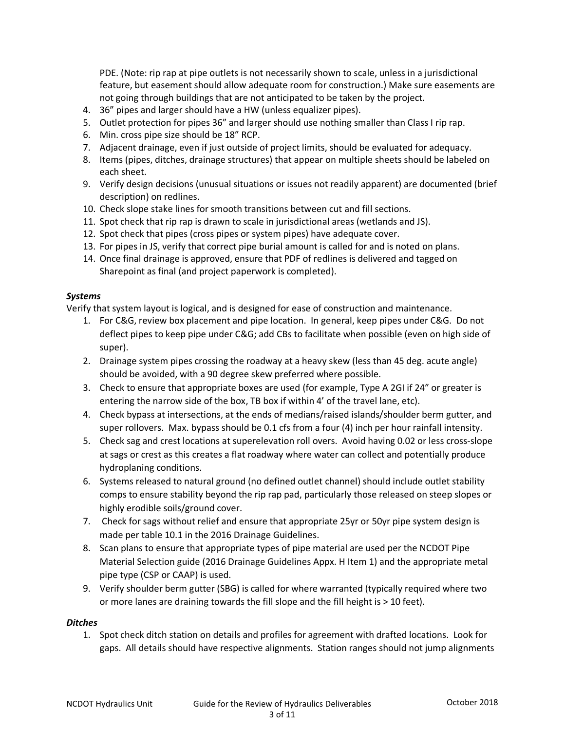PDE. (Note: rip rap at pipe outlets is not necessarily shown to scale, unless in a jurisdictional feature, but easement should allow adequate room for construction.) Make sure easements are not going through buildings that are not anticipated to be taken by the project.

4. 36" pipes and larger should have a HW (unless equalizer pipes).
5. Outlet protection for pipes 36" and larger should use nothing smaller than Class I rip rap.
6. Min. cross pipe size should be 18" RCP.
7. Adjacent drainage, even if just outside of project limits, should be evaluated for adequacy.
8. Items (pipes, ditches, drainage structures) that appear on multiple sheets should be labeled on each sheet.
9. Verify design decisions (unusual situations or issues not readily apparent) are documented (brief description) on redlines.
10. Check slope stake lines for smooth transitions between cut and fill sections.
11. Spot check that rip rap is drawn to scale in jurisdictional areas (wetlands and JS).
12. Spot check that pipes (cross pipes or system pipes) have adequate cover.
13. For pipes in JS, verify that correct pipe burial amount is called for and is noted on plans.
14. Once final drainage is approved, ensure that PDF of redlines is delivered and tagged on Sharepoint as final (and project paperwork is completed).

***Systems***

Verify that system layout is logical, and is designed for ease of construction and maintenance.

1. For C&G, review box placement and pipe location. In general, keep pipes under C&G. Do not deflect pipes to keep pipe under C&G; add CBs to facilitate when possible (even on high side of super).
2. Drainage system pipes crossing the roadway at a heavy skew (less than 45 deg. acute angle) should be avoided, with a 90 degree skew preferred where possible.
3. Check to ensure that appropriate boxes are used (for example, Type A 2GI if 24" or greater is entering the narrow side of the box, TB box if within 4' of the travel lane, etc).
4. Check bypass at intersections, at the ends of medians/raised islands/shoulder berm gutter, and super rollovers. Max. bypass should be 0.1 cfs from a four (4) inch per hour rainfall intensity.
5. Check sag and crest locations at superelevation roll overs. Avoid having 0.02 or less cross-slope at sags or crest as this creates a flat roadway where water can collect and potentially produce hydroplaning conditions.
6. Systems released to natural ground (no defined outlet channel) should include outlet stability comps to ensure stability beyond the rip rap pad, particularly those released on steep slopes or highly erodible soils/ground cover.
7. Check for sags without relief and ensure that appropriate 25yr or 50yr pipe system design is made per table 10.1 in the 2016 Drainage Guidelines.
8. Scan plans to ensure that appropriate types of pipe material are used per the NCDOT Pipe Material Selection guide (2016 Drainage Guidelines Appx. H Item 1) and the appropriate metal pipe type (CSP or CAAP) is used.
9. Verify shoulder berm gutter (SBG) is called for where warranted (typically required where two or more lanes are draining towards the fill slope and the fill height is > 10 feet).

***Ditches***

1. Spot check ditch station on details and profiles for agreement with drafted locations. Look for gaps. All details should have respective alignments. Station ranges should not jump alignments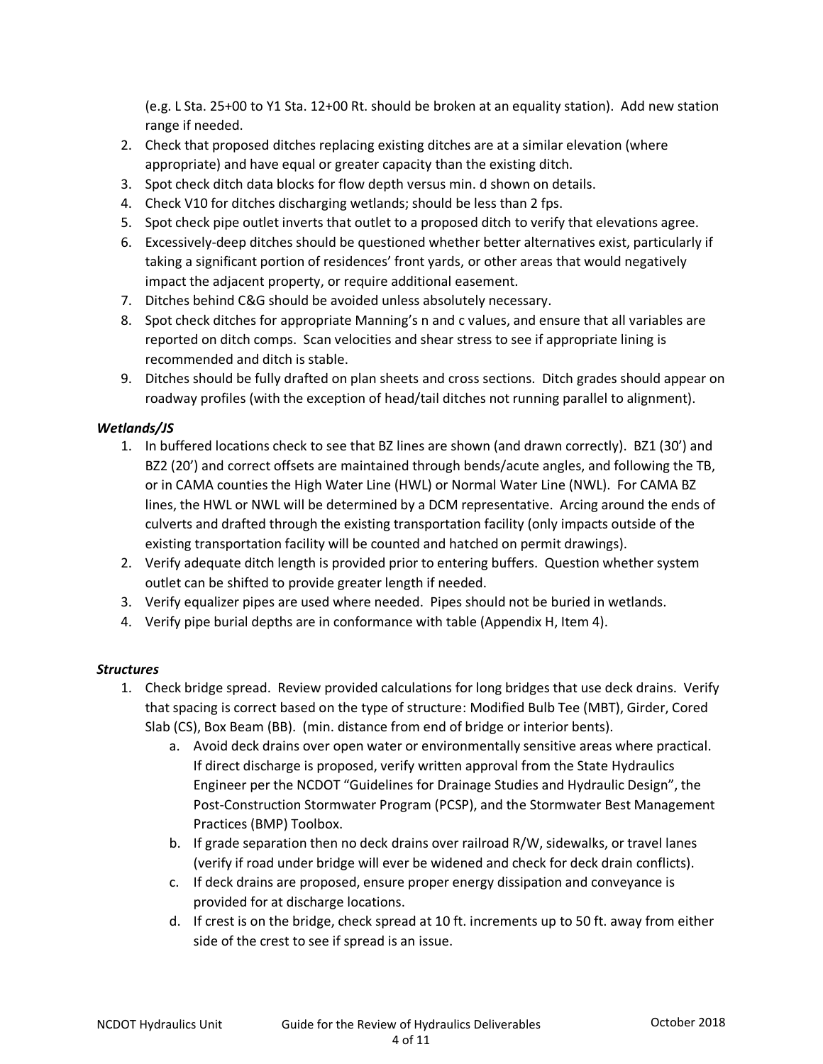(e.g. L Sta. 25+00 to Y1 Sta. 12+00 Rt. should be broken at an equality station). Add new station range if needed.

2. Check that proposed ditches replacing existing ditches are at a similar elevation (where appropriate) and have equal or greater capacity than the existing ditch.
3. Spot check ditch data blocks for flow depth versus min. d shown on details.
4. Check V10 for ditches discharging wetlands; should be less than 2 fps.
5. Spot check pipe outlet inverts that outlet to a proposed ditch to verify that elevations agree.
6. Excessively-deep ditches should be questioned whether better alternatives exist, particularly if taking a significant portion of residences' front yards, or other areas that would negatively impact the adjacent property, or require additional easement.
7. Ditches behind C&G should be avoided unless absolutely necessary.
8. Spot check ditches for appropriate Manning's n and c values, and ensure that all variables are reported on ditch comps. Scan velocities and shear stress to see if appropriate lining is recommended and ditch is stable.
9. Ditches should be fully drafted on plan sheets and cross sections. Ditch grades should appear on roadway profiles (with the exception of head/tail ditches not running parallel to alignment).

### *Wetlands/JS*

1. In buffered locations check to see that BZ lines are shown (and drawn correctly). BZ1 (30') and BZ2 (20') and correct offsets are maintained through bends/acute angles, and following the TB, or in CAMA counties the High Water Line (HWL) or Normal Water Line (NWL). For CAMA BZ lines, the HWL or NWL will be determined by a DCM representative. Arcing around the ends of culverts and drafted through the existing transportation facility (only impacts outside of the existing transportation facility will be counted and hatched on permit drawings).
2. Verify adequate ditch length is provided prior to entering buffers. Question whether system outlet can be shifted to provide greater length if needed.
3. Verify equalizer pipes are used where needed. Pipes should not be buried in wetlands.
4. Verify pipe burial depths are in conformance with table (Appendix H, Item 4).

### *Structures*

1. Check bridge spread. Review provided calculations for long bridges that use deck drains. Verify that spacing is correct based on the type of structure: Modified Bulb Tee (MBT), Girder, Cored Slab (CS), Box Beam (BB). (min. distance from end of bridge or interior bents).
   a. Avoid deck drains over open water or environmentally sensitive areas where practical. If direct discharge is proposed, verify written approval from the State Hydraulics Engineer per the NCDOT "Guidelines for Drainage Studies and Hydraulic Design", the Post-Construction Stormwater Program (PCSP), and the Stormwater Best Management Practices (BMP) Toolbox.
   b. If grade separation then no deck drains over railroad R/W, sidewalks, or travel lanes (verify if road under bridge will ever be widened and check for deck drain conflicts).
   c. If deck drains are proposed, ensure proper energy dissipation and conveyance is provided for at discharge locations.
   d. If crest is on the bridge, check spread at 10 ft. increments up to 50 ft. away from either side of the crest to see if spread is an issue.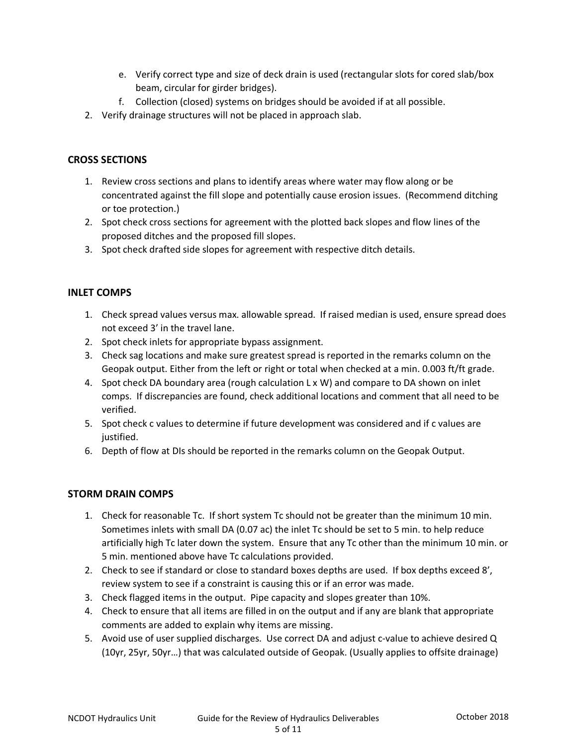e. Verify correct type and size of deck drain is used (rectangular slots for cored slab/box beam, circular for girder bridges).
   f. Collection (closed) systems on bridges should be avoided if at all possible.
2. Verify drainage structures will not be placed in approach slab.

## CROSS SECTIONS

1. Review cross sections and plans to identify areas where water may flow along or be concentrated against the fill slope and potentially cause erosion issues. (Recommend ditching or toe protection.)
2. Spot check cross sections for agreement with the plotted back slopes and flow lines of the proposed ditches and the proposed fill slopes.
3. Spot check drafted side slopes for agreement with respective ditch details.

## INLET COMPS

1. Check spread values versus max. allowable spread. If raised median is used, ensure spread does not exceed 3' in the travel lane.
2. Spot check inlets for appropriate bypass assignment.
3. Check sag locations and make sure greatest spread is reported in the remarks column on the Geopak output. Either from the left or right or total when checked at a min. 0.003 ft/ft grade.
4. Spot check DA boundary area (rough calculation L x W) and compare to DA shown on inlet comps. If discrepancies are found, check additional locations and comment that all need to be verified.
5. Spot check c values to determine if future development was considered and if c values are justified.
6. Depth of flow at DIs should be reported in the remarks column on the Geopak Output.

## STORM DRAIN COMPS

1. Check for reasonable Tc. If short system Tc should not be greater than the minimum 10 min. Sometimes inlets with small DA (0.07 ac) the inlet Tc should be set to 5 min. to help reduce artificially high Tc later down the system. Ensure that any Tc other than the minimum 10 min. or 5 min. mentioned above have Tc calculations provided.
2. Check to see if standard or close to standard boxes depths are used. If box depths exceed 8', review system to see if a constraint is causing this or if an error was made.
3. Check flagged items in the output. Pipe capacity and slopes greater than 10%.
4. Check to ensure that all items are filled in on the output and if any are blank that appropriate comments are added to explain why items are missing.
5. Avoid use of user supplied discharges. Use correct DA and adjust c-value to achieve desired Q (10yr, 25yr, 50yr…) that was calculated outside of Geopak. (Usually applies to offsite drainage)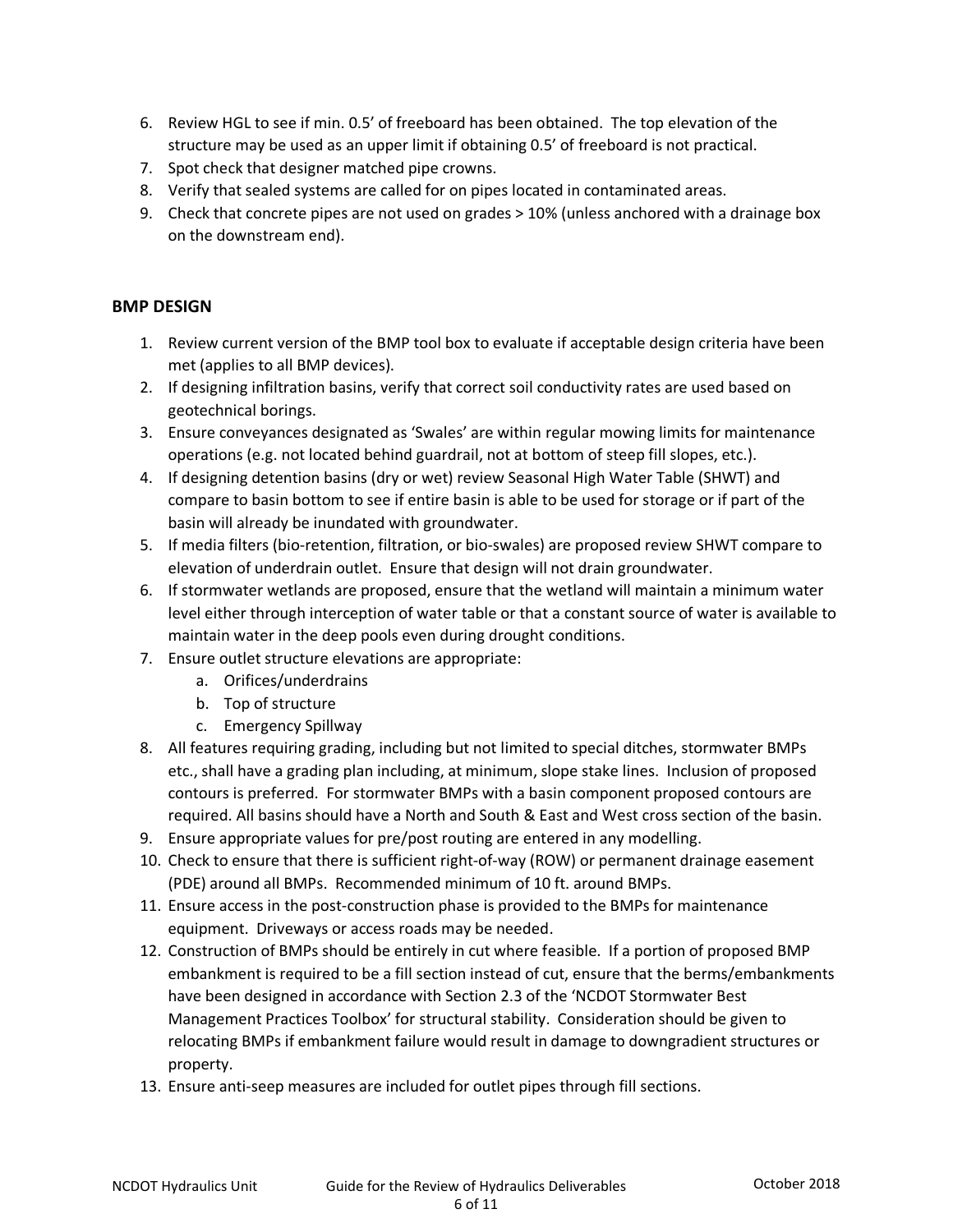6. Review HGL to see if min. 0.5' of freeboard has been obtained. The top elevation of the structure may be used as an upper limit if obtaining 0.5' of freeboard is not practical.
7. Spot check that designer matched pipe crowns.
8. Verify that sealed systems are called for on pipes located in contaminated areas.
9. Check that concrete pipes are not used on grades > 10% (unless anchored with a drainage box on the downstream end).

### BMP DESIGN

1. Review current version of the BMP tool box to evaluate if acceptable design criteria have been met (applies to all BMP devices).
2. If designing infiltration basins, verify that correct soil conductivity rates are used based on geotechnical borings.
3. Ensure conveyances designated as 'Swales' are within regular mowing limits for maintenance operations (e.g. not located behind guardrail, not at bottom of steep fill slopes, etc.).
4. If designing detention basins (dry or wet) review Seasonal High Water Table (SHWT) and compare to basin bottom to see if entire basin is able to be used for storage or if part of the basin will already be inundated with groundwater.
5. If media filters (bio-retention, filtration, or bio-swales) are proposed review SHWT compare to elevation of underdrain outlet. Ensure that design will not drain groundwater.
6. If stormwater wetlands are proposed, ensure that the wetland will maintain a minimum water level either through interception of water table or that a constant source of water is available to maintain water in the deep pools even during drought conditions.
7. Ensure outlet structure elevations are appropriate:
   a. Orifices/underdrains
   b. Top of structure
   c. Emergency Spillway
8. All features requiring grading, including but not limited to special ditches, stormwater BMPs etc., shall have a grading plan including, at minimum, slope stake lines. Inclusion of proposed contours is preferred. For stormwater BMPs with a basin component proposed contours are required. All basins should have a North and South & East and West cross section of the basin.
9. Ensure appropriate values for pre/post routing are entered in any modelling.
10. Check to ensure that there is sufficient right-of-way (ROW) or permanent drainage easement (PDE) around all BMPs. Recommended minimum of 10 ft. around BMPs.
11. Ensure access in the post-construction phase is provided to the BMPs for maintenance equipment. Driveways or access roads may be needed.
12. Construction of BMPs should be entirely in cut where feasible. If a portion of proposed BMP embankment is required to be a fill section instead of cut, ensure that the berms/embankments have been designed in accordance with Section 2.3 of the 'NCDOT Stormwater Best Management Practices Toolbox' for structural stability. Consideration should be given to relocating BMPs if embankment failure would result in damage to downgradient structures or property.
13. Ensure anti-seep measures are included for outlet pipes through fill sections.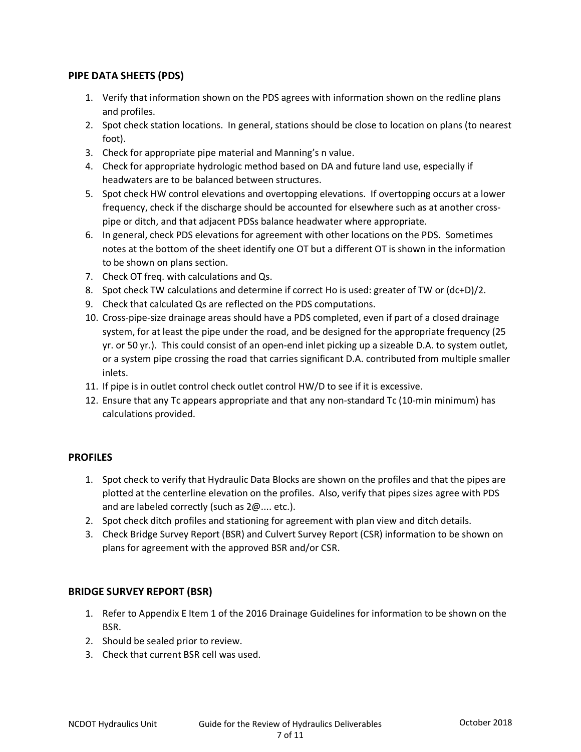## PIPE DATA SHEETS (PDS)

1. Verify that information shown on the PDS agrees with information shown on the redline plans and profiles.
2. Spot check station locations. In general, stations should be close to location on plans (to nearest foot).
3. Check for appropriate pipe material and Manning's n value.
4. Check for appropriate hydrologic method based on DA and future land use, especially if headwaters are to be balanced between structures.
5. Spot check HW control elevations and overtopping elevations. If overtopping occurs at a lower frequency, check if the discharge should be accounted for elsewhere such as at another cross-pipe or ditch, and that adjacent PDSs balance headwater where appropriate.
6. In general, check PDS elevations for agreement with other locations on the PDS. Sometimes notes at the bottom of the sheet identify one OT but a different OT is shown in the information to be shown on plans section.
7. Check OT freq. with calculations and Qs.
8. Spot check TW calculations and determine if correct Ho is used: greater of TW or (dc+D)/2.
9. Check that calculated Qs are reflected on the PDS computations.
10. Cross-pipe-size drainage areas should have a PDS completed, even if part of a closed drainage system, for at least the pipe under the road, and be designed for the appropriate frequency (25 yr. or 50 yr.). This could consist of an open-end inlet picking up a sizeable D.A. to system outlet, or a system pipe crossing the road that carries significant D.A. contributed from multiple smaller inlets.
11. If pipe is in outlet control check outlet control HW/D to see if it is excessive.
12. Ensure that any Tc appears appropriate and that any non-standard Tc (10-min minimum) has calculations provided.

## PROFILES

1. Spot check to verify that Hydraulic Data Blocks are shown on the profiles and that the pipes are plotted at the centerline elevation on the profiles. Also, verify that pipes sizes agree with PDS and are labeled correctly (such as 2@.... etc.).
2. Spot check ditch profiles and stationing for agreement with plan view and ditch details.
3. Check Bridge Survey Report (BSR) and Culvert Survey Report (CSR) information to be shown on plans for agreement with the approved BSR and/or CSR.

## BRIDGE SURVEY REPORT (BSR)

1. Refer to Appendix E Item 1 of the 2016 Drainage Guidelines for information to be shown on the BSR.
2. Should be sealed prior to review.
3. Check that current BSR cell was used.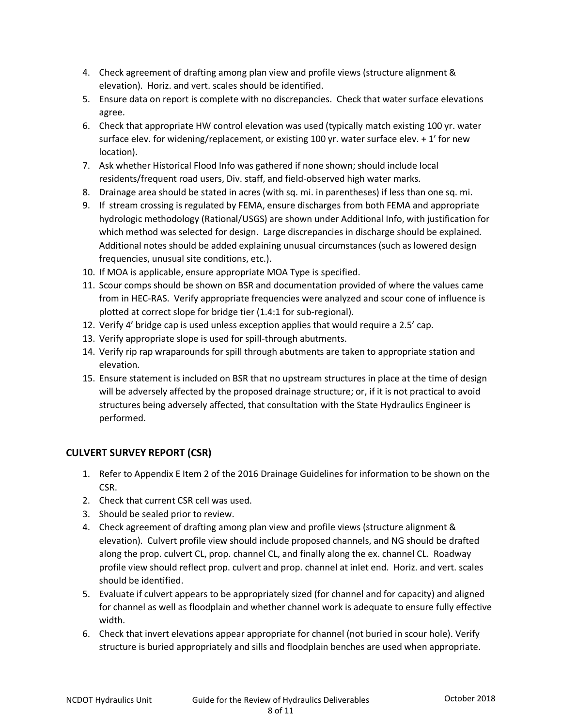4. Check agreement of drafting among plan view and profile views (structure alignment & elevation). Horiz. and vert. scales should be identified.
5. Ensure data on report is complete with no discrepancies. Check that water surface elevations agree.
6. Check that appropriate HW control elevation was used (typically match existing 100 yr. water surface elev. for widening/replacement, or existing 100 yr. water surface elev. + 1' for new location).
7. Ask whether Historical Flood Info was gathered if none shown; should include local residents/frequent road users, Div. staff, and field-observed high water marks.
8. Drainage area should be stated in acres (with sq. mi. in parentheses) if less than one sq. mi.
9. If stream crossing is regulated by FEMA, ensure discharges from both FEMA and appropriate hydrologic methodology (Rational/USGS) are shown under Additional Info, with justification for which method was selected for design. Large discrepancies in discharge should be explained. Additional notes should be added explaining unusual circumstances (such as lowered design frequencies, unusual site conditions, etc.).
10. If MOA is applicable, ensure appropriate MOA Type is specified.
11. Scour comps should be shown on BSR and documentation provided of where the values came from in HEC-RAS. Verify appropriate frequencies were analyzed and scour cone of influence is plotted at correct slope for bridge tier (1.4:1 for sub-regional).
12. Verify 4' bridge cap is used unless exception applies that would require a 2.5' cap.
13. Verify appropriate slope is used for spill-through abutments.
14. Verify rip rap wraparounds for spill through abutments are taken to appropriate station and elevation.
15. Ensure statement is included on BSR that no upstream structures in place at the time of design will be adversely affected by the proposed drainage structure; or, if it is not practical to avoid structures being adversely affected, that consultation with the State Hydraulics Engineer is performed.

## CULVERT SURVEY REPORT (CSR)

1. Refer to Appendix E Item 2 of the 2016 Drainage Guidelines for information to be shown on the CSR.
2. Check that current CSR cell was used.
3. Should be sealed prior to review.
4. Check agreement of drafting among plan view and profile views (structure alignment & elevation). Culvert profile view should include proposed channels, and NG should be drafted along the prop. culvert CL, prop. channel CL, and finally along the ex. channel CL. Roadway profile view should reflect prop. culvert and prop. channel at inlet end. Horiz. and vert. scales should be identified.
5. Evaluate if culvert appears to be appropriately sized (for channel and for capacity) and aligned for channel as well as floodplain and whether channel work is adequate to ensure fully effective width.
6. Check that invert elevations appear appropriate for channel (not buried in scour hole). Verify structure is buried appropriately and sills and floodplain benches are used when appropriate.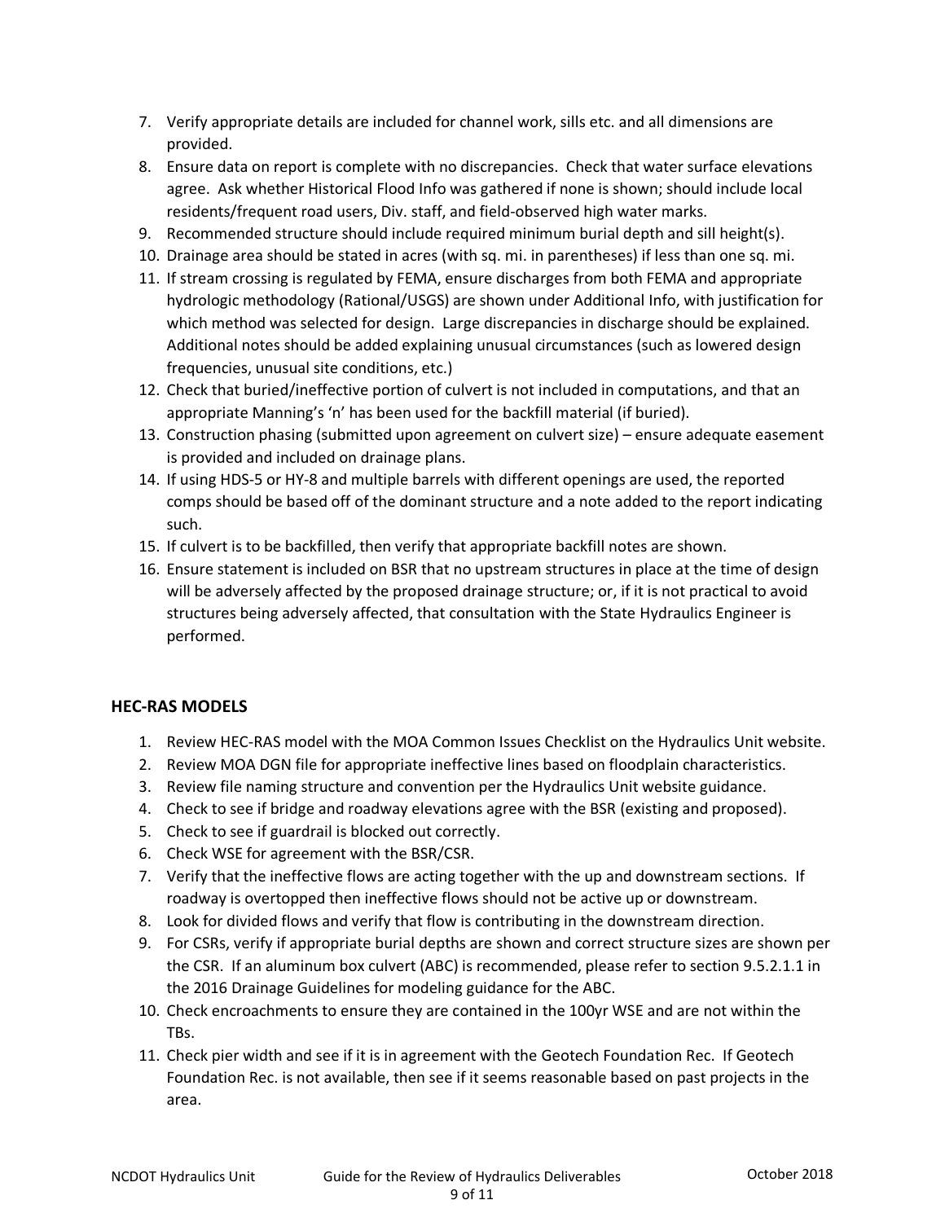7. Verify appropriate details are included for channel work, sills etc. and all dimensions are provided.
8. Ensure data on report is complete with no discrepancies. Check that water surface elevations agree. Ask whether Historical Flood Info was gathered if none is shown; should include local residents/frequent road users, Div. staff, and field-observed high water marks.
9. Recommended structure should include required minimum burial depth and sill height(s).
10. Drainage area should be stated in acres (with sq. mi. in parentheses) if less than one sq. mi.
11. If stream crossing is regulated by FEMA, ensure discharges from both FEMA and appropriate hydrologic methodology (Rational/USGS) are shown under Additional Info, with justification for which method was selected for design. Large discrepancies in discharge should be explained. Additional notes should be added explaining unusual circumstances (such as lowered design frequencies, unusual site conditions, etc.)
12. Check that buried/ineffective portion of culvert is not included in computations, and that an appropriate Manning's 'n' has been used for the backfill material (if buried).
13. Construction phasing (submitted upon agreement on culvert size) – ensure adequate easement is provided and included on drainage plans.
14. If using HDS-5 or HY-8 and multiple barrels with different openings are used, the reported comps should be based off of the dominant structure and a note added to the report indicating such.
15. If culvert is to be backfilled, then verify that appropriate backfill notes are shown.
16. Ensure statement is included on BSR that no upstream structures in place at the time of design will be adversely affected by the proposed drainage structure; or, if it is not practical to avoid structures being adversely affected, that consultation with the State Hydraulics Engineer is performed.

### HEC-RAS MODELS

1. Review HEC-RAS model with the MOA Common Issues Checklist on the Hydraulics Unit website.
2. Review MOA DGN file for appropriate ineffective lines based on floodplain characteristics.
3. Review file naming structure and convention per the Hydraulics Unit website guidance.
4. Check to see if bridge and roadway elevations agree with the BSR (existing and proposed).
5. Check to see if guardrail is blocked out correctly.
6. Check WSE for agreement with the BSR/CSR.
7. Verify that the ineffective flows are acting together with the up and downstream sections. If roadway is overtopped then ineffective flows should not be active up or downstream.
8. Look for divided flows and verify that flow is contributing in the downstream direction.
9. For CSRs, verify if appropriate burial depths are shown and correct structure sizes are shown per the CSR. If an aluminum box culvert (ABC) is recommended, please refer to section 9.5.2.1.1 in the 2016 Drainage Guidelines for modeling guidance for the ABC.
10. Check encroachments to ensure they are contained in the 100yr WSE and are not within the TBs.
11. Check pier width and see if it is in agreement with the Geotech Foundation Rec. If Geotech Foundation Rec. is not available, then see if it seems reasonable based on past projects in the area.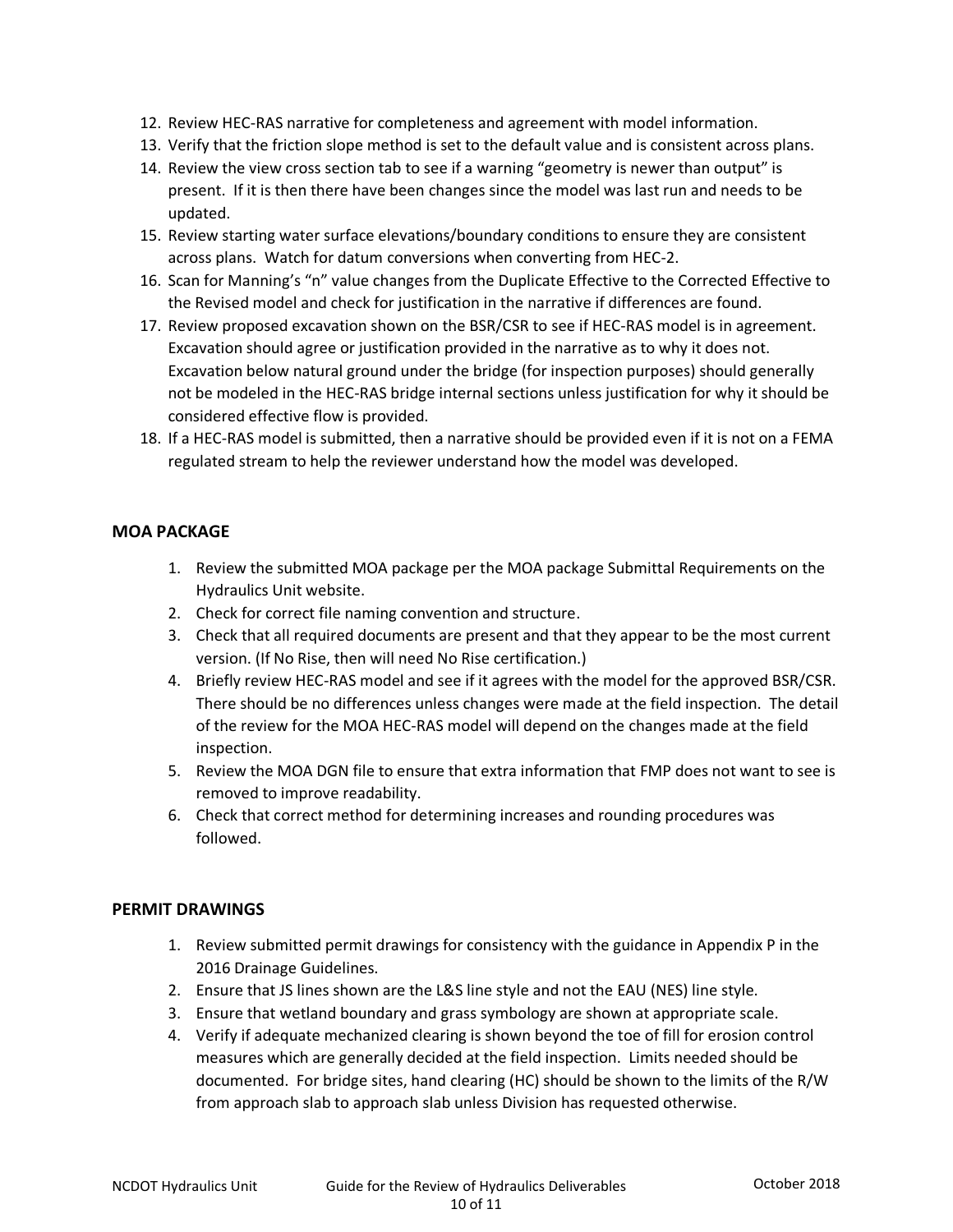12. Review HEC-RAS narrative for completeness and agreement with model information.
13. Verify that the friction slope method is set to the default value and is consistent across plans.
14. Review the view cross section tab to see if a warning “geometry is newer than output” is present. If it is then there have been changes since the model was last run and needs to be updated.
15. Review starting water surface elevations/boundary conditions to ensure they are consistent across plans. Watch for datum conversions when converting from HEC-2.
16. Scan for Manning’s “n” value changes from the Duplicate Effective to the Corrected Effective to the Revised model and check for justification in the narrative if differences are found.
17. Review proposed excavation shown on the BSR/CSR to see if HEC-RAS model is in agreement. Excavation should agree or justification provided in the narrative as to why it does not. Excavation below natural ground under the bridge (for inspection purposes) should generally not be modeled in the HEC-RAS bridge internal sections unless justification for why it should be considered effective flow is provided.
18. If a HEC-RAS model is submitted, then a narrative should be provided even if it is not on a FEMA regulated stream to help the reviewer understand how the model was developed.

## MOA PACKAGE

1. Review the submitted MOA package per the MOA package Submittal Requirements on the Hydraulics Unit website.
2. Check for correct file naming convention and structure.
3. Check that all required documents are present and that they appear to be the most current version. (If No Rise, then will need No Rise certification.)
4. Briefly review HEC-RAS model and see if it agrees with the model for the approved BSR/CSR. There should be no differences unless changes were made at the field inspection. The detail of the review for the MOA HEC-RAS model will depend on the changes made at the field inspection.
5. Review the MOA DGN file to ensure that extra information that FMP does not want to see is removed to improve readability.
6. Check that correct method for determining increases and rounding procedures was followed.

## PERMIT DRAWINGS

1. Review submitted permit drawings for consistency with the guidance in Appendix P in the 2016 Drainage Guidelines.
2. Ensure that JS lines shown are the L&S line style and not the EAU (NES) line style.
3. Ensure that wetland boundary and grass symbology are shown at appropriate scale.
4. Verify if adequate mechanized clearing is shown beyond the toe of fill for erosion control measures which are generally decided at the field inspection. Limits needed should be documented. For bridge sites, hand clearing (HC) should be shown to the limits of the R/W from approach slab to approach slab unless Division has requested otherwise.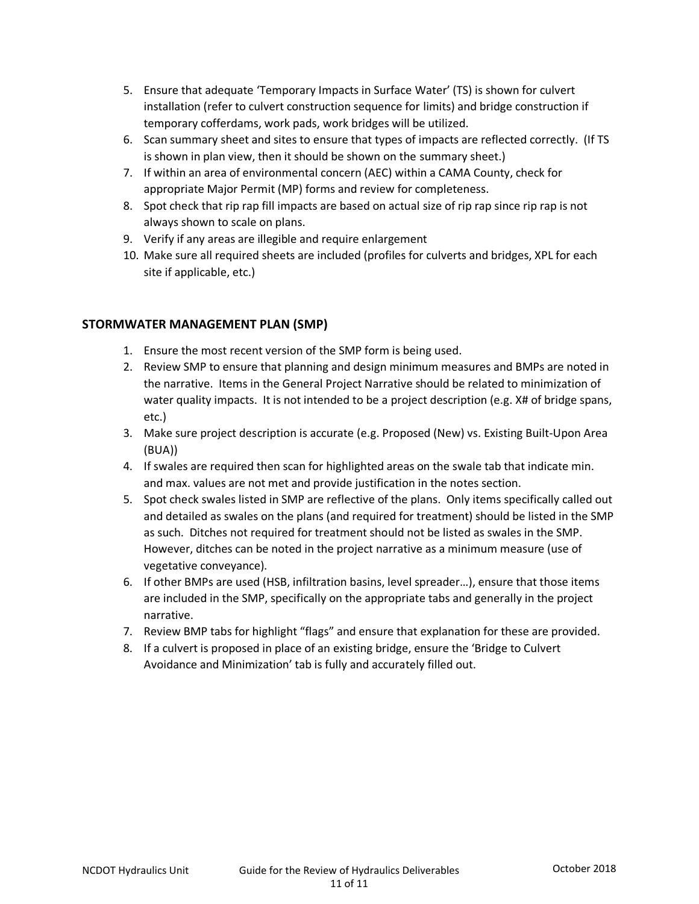5. Ensure that adequate 'Temporary Impacts in Surface Water' (TS) is shown for culvert installation (refer to culvert construction sequence for limits) and bridge construction if temporary cofferdams, work pads, work bridges will be utilized.
6. Scan summary sheet and sites to ensure that types of impacts are reflected correctly. (If TS is shown in plan view, then it should be shown on the summary sheet.)
7. If within an area of environmental concern (AEC) within a CAMA County, check for appropriate Major Permit (MP) forms and review for completeness.
8. Spot check that rip rap fill impacts are based on actual size of rip rap since rip rap is not always shown to scale on plans.
9. Verify if any areas are illegible and require enlargement
10. Make sure all required sheets are included (profiles for culverts and bridges, XPL for each site if applicable, etc.)

## STORMWATER MANAGEMENT PLAN (SMP)

1. Ensure the most recent version of the SMP form is being used.
2. Review SMP to ensure that planning and design minimum measures and BMPs are noted in the narrative. Items in the General Project Narrative should be related to minimization of water quality impacts. It is not intended to be a project description (e.g. X# of bridge spans, etc.)
3. Make sure project description is accurate (e.g. Proposed (New) vs. Existing Built-Upon Area (BUA))
4. If swales are required then scan for highlighted areas on the swale tab that indicate min. and max. values are not met and provide justification in the notes section.
5. Spot check swales listed in SMP are reflective of the plans. Only items specifically called out and detailed as swales on the plans (and required for treatment) should be listed in the SMP as such. Ditches not required for treatment should not be listed as swales in the SMP. However, ditches can be noted in the project narrative as a minimum measure (use of vegetative conveyance).
6. If other BMPs are used (HSB, infiltration basins, level spreader…), ensure that those items are included in the SMP, specifically on the appropriate tabs and generally in the project narrative.
7. Review BMP tabs for highlight "flags" and ensure that explanation for these are provided.
8. If a culvert is proposed in place of an existing bridge, ensure the 'Bridge to Culvert Avoidance and Minimization' tab is fully and accurately filled out.